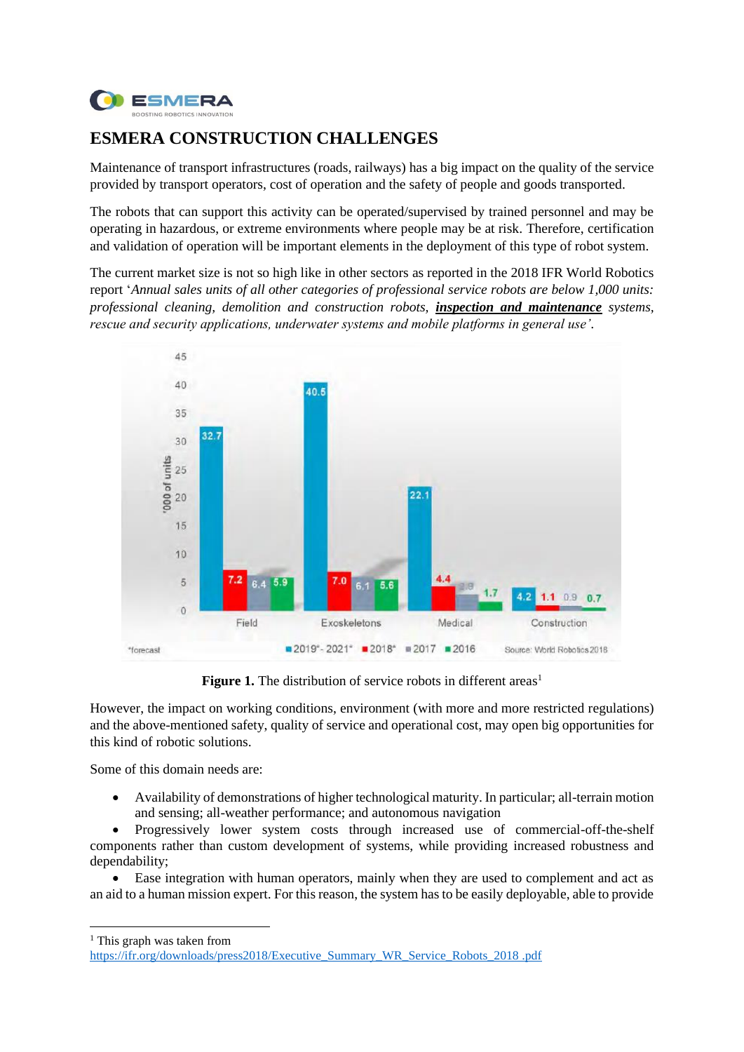# ESMERA CONSTRUCTION CHALLENGES

Maintenance of transport infrastructures (roads, railways) has a big impact on the quality of the service provided by transport operators, cost of operation and the safety of people and goods transported.

The robots that can support this activity can be operated/supervised by trained personnel and may be operating in hazardous, or extreme environments where people may be at risk. Therefore, certification and validation of operation will be important elements in the deployment of this type of robot system.

The current market size is not so high like in other sectors as reported in the 2018 IFR World Robotics report '*Annual sales units of all other categories of professional service robots are below 1,000 units: professional cleaning, demolition and construction robots,* ***inspection and maintenance*** *systems, rescue and security applications, underwater systems and mobile platforms in general use*'.

**Figure 1.** The distribution of service robots in different areas[1]

However, the impact on working conditions, environment (with more and more restricted regulations) and the above-mentioned safety, quality of service and operational cost, may open big opportunities for this kind of robotic solutions.

Some of this domain needs are:

- Availability of demonstrations of higher technological maturity. In particular; all-terrain motion and sensing; all-weather performance; and autonomous navigation
- Progressively lower system costs through increased use of commercial-off-the-shelf components rather than custom development of systems, while providing increased robustness and dependability;
- Ease integration with human operators, mainly when they are used to complement and act as an aid to a human mission expert. For this reason, the system has to be easily deployable, able to provide

[1] This graph was taken from https://ifr.org/downloads/press2018/Executive_Summary_WR_Service_Robots_2018 .pdf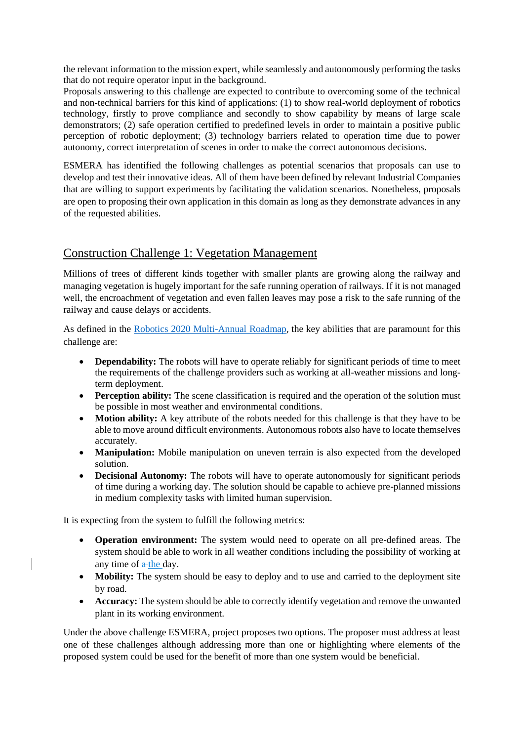the relevant information to the mission expert, while seamlessly and autonomously performing the tasks that do not require operator input in the background.
Proposals answering to this challenge are expected to contribute to overcoming some of the technical and non-technical barriers for this kind of applications: (1) to show real-world deployment of robotics technology, firstly to prove compliance and secondly to show capability by means of large scale demonstrators; (2) safe operation certified to predefined levels in order to maintain a positive public perception of robotic deployment; (3) technology barriers related to operation time due to power autonomy, correct interpretation of scenes in order to make the correct autonomous decisions.

ESMERA has identified the following challenges as potential scenarios that proposals can use to develop and test their innovative ideas. All of them have been defined by relevant Industrial Companies that are willing to support experiments by facilitating the validation scenarios. Nonetheless, proposals are open to proposing their own application in this domain as long as they demonstrate advances in any of the requested abilities.

## Construction Challenge 1: Vegetation Management

Millions of trees of different kinds together with smaller plants are growing along the railway and managing vegetation is hugely important for the safe running operation of railways. If it is not managed well, the encroachment of vegetation and even fallen leaves may pose a risk to the safe running of the railway and cause delays or accidents.

As defined in the Robotics 2020 Multi-Annual Roadmap, the key abilities that are paramount for this challenge are:

- **Dependability:** The robots will have to operate reliably for significant periods of time to meet the requirements of the challenge providers such as working at all-weather missions and long-term deployment.
- **Perception ability:** The scene classification is required and the operation of the solution must be possible in most weather and environmental conditions.
- **Motion ability:** A key attribute of the robots needed for this challenge is that they have to be able to move around difficult environments. Autonomous robots also have to locate themselves accurately.
- **Manipulation:** Mobile manipulation on uneven terrain is also expected from the developed solution.
- **Decisional Autonomy:** The robots will have to operate autonomously for significant periods of time during a working day. The solution should be capable to achieve pre-planned missions in medium complexity tasks with limited human supervision.

It is expecting from the system to fulfill the following metrics:

- **Operation environment:** The system would need to operate on all pre-defined areas. The system should be able to work in all weather conditions including the possibility of working at any time of the day.
- **Mobility:** The system should be easy to deploy and to use and carried to the deployment site by road.
- **Accuracy:** The system should be able to correctly identify vegetation and remove the unwanted plant in its working environment.

Under the above challenge ESMERA, project proposes two options. The proposer must address at least one of these challenges although addressing more than one or highlighting where elements of the proposed system could be used for the benefit of more than one system would be beneficial.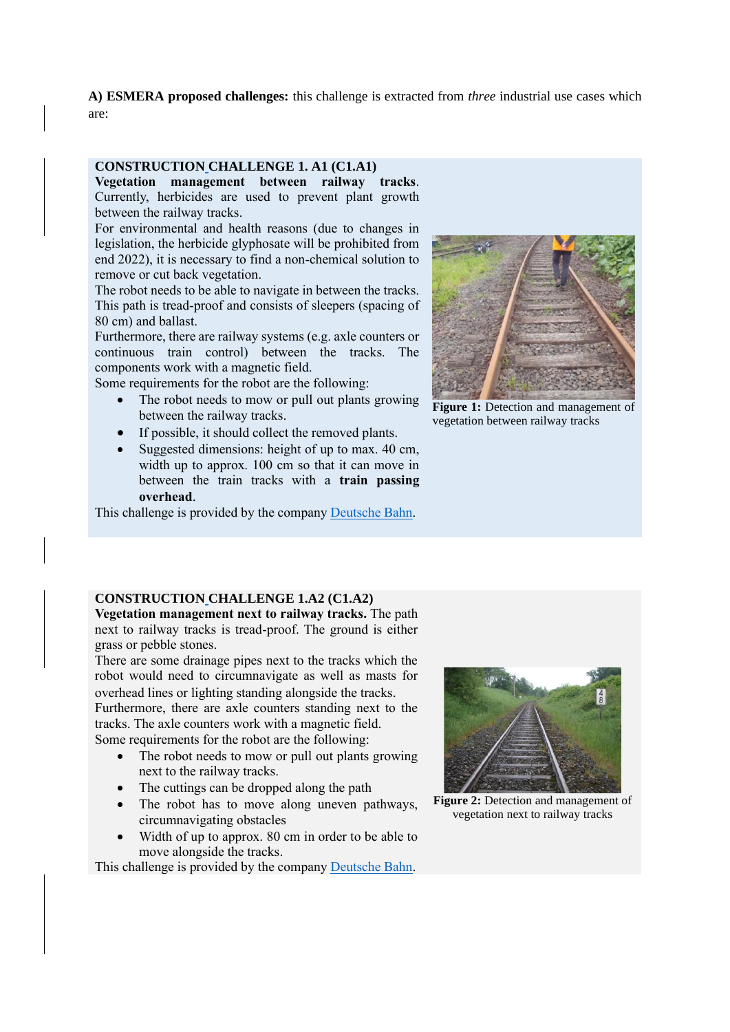**A) ESMERA proposed challenges:** this challenge is extracted from *three* industrial use cases which are:

**CONSTRUCTION CHALLENGE 1. A1 (C1.A1)**

**Vegetation management between railway tracks**. Currently, herbicides are used to prevent plant growth between the railway tracks.

For environmental and health reasons (due to changes in legislation, the herbicide glyphosate will be prohibited from end 2022), it is necessary to find a non-chemical solution to remove or cut back vegetation.

The robot needs to be able to navigate in between the tracks. This path is tread-proof and consists of sleepers (spacing of 80 cm) and ballast.

Furthermore, there are railway systems (e.g. axle counters or continuous train control) between the tracks. The components work with a magnetic field.

Some requirements for the robot are the following:

- The robot needs to mow or pull out plants growing between the railway tracks.
- If possible, it should collect the removed plants.
- Suggested dimensions: height of up to max. 40 cm, width up to approx. 100 cm so that it can move in between the train tracks with a **train passing overhead**.

This challenge is provided by the company Deutsche Bahn.

**Figure 1:** Detection and management of vegetation between railway tracks

**CONSTRUCTION CHALLENGE 1.A2 (C1.A2)**

**Vegetation management next to railway tracks.** The path next to railway tracks is tread-proof. The ground is either grass or pebble stones.

There are some drainage pipes next to the tracks which the robot would need to circumnavigate as well as masts for overhead lines or lighting standing alongside the tracks.

Furthermore, there are axle counters standing next to the tracks. The axle counters work with a magnetic field.

Some requirements for the robot are the following:

- The robot needs to mow or pull out plants growing next to the railway tracks.
- The cuttings can be dropped along the path
- The robot has to move along uneven pathways, circumnavigating obstacles
- Width of up to approx. 80 cm in order to be able to move alongside the tracks.

This challenge is provided by the company Deutsche Bahn.

**Figure 2:** Detection and management of vegetation next to railway tracks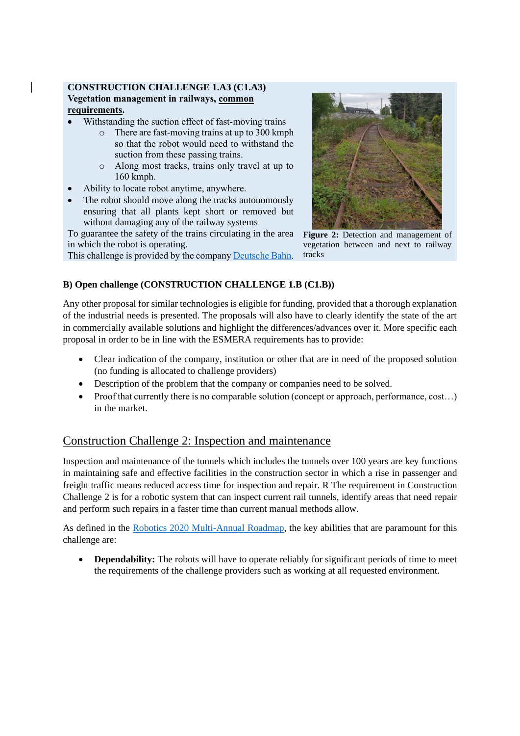**CONSTRUCTION CHALLENGE 1.A3 (C1.A3)**
**Vegetation management in railways, common requirements.**

- Withstanding the suction effect of fast-moving trains
  - There are fast-moving trains at up to 300 kmph so that the robot would need to withstand the suction from these passing trains.
  - Along most tracks, trains only travel at up to 160 kmph.
- Ability to locate robot anytime, anywhere.
- The robot should move along the tracks autonomously ensuring that all plants kept short or removed but without damaging any of the railway systems

To guarantee the safety of the trains circulating in the area in which the robot is operating.
This challenge is provided by the company Deutsche Bahn.

**Figure 2:** Detection and management of vegetation between and next to railway tracks

**B) Open challenge (CONSTRUCTION CHALLENGE 1.B (C1.B))**

Any other proposal for similar technologies is eligible for funding, provided that a thorough explanation of the industrial needs is presented. The proposals will also have to clearly identify the state of the art in commercially available solutions and highlight the differences/advances over it. More specific each proposal in order to be in line with the ESMERA requirements has to provide:

- Clear indication of the company, institution or other that are in need of the proposed solution (no funding is allocated to challenge providers)
- Description of the problem that the company or companies need to be solved.
- Proof that currently there is no comparable solution (concept or approach, performance, cost…) in the market.

## Construction Challenge 2: Inspection and maintenance

Inspection and maintenance of the tunnels which includes the tunnels over 100 years are key functions in maintaining safe and effective facilities in the construction sector in which a rise in passenger and freight traffic means reduced access time for inspection and repair. R The requirement in Construction Challenge 2 is for a robotic system that can inspect current rail tunnels, identify areas that need repair and perform such repairs in a faster time than current manual methods allow.

As defined in the Robotics 2020 Multi-Annual Roadmap, the key abilities that are paramount for this challenge are:

- **Dependability:** The robots will have to operate reliably for significant periods of time to meet the requirements of the challenge providers such as working at all requested environment.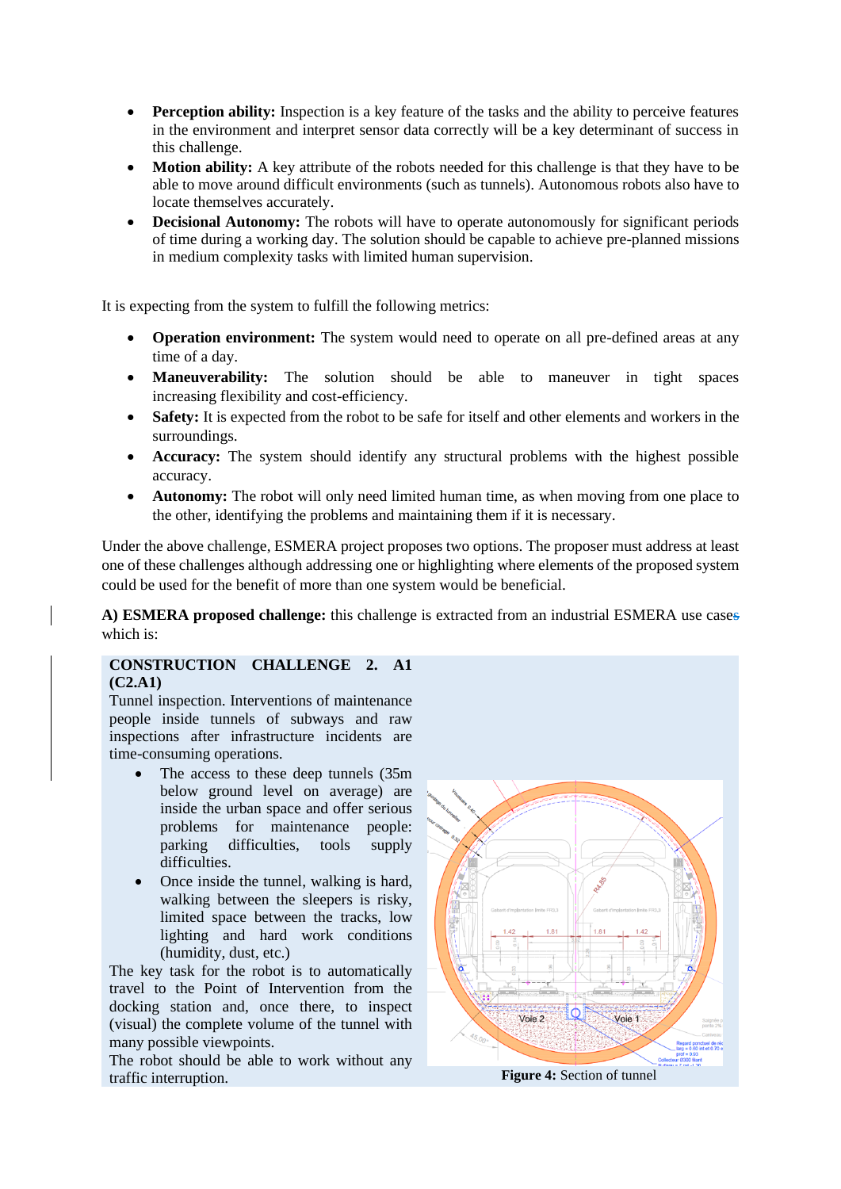- **Perception ability:** Inspection is a key feature of the tasks and the ability to perceive features in the environment and interpret sensor data correctly will be a key determinant of success in this challenge.
- **Motion ability:** A key attribute of the robots needed for this challenge is that they have to be able to move around difficult environments (such as tunnels). Autonomous robots also have to locate themselves accurately.
- **Decisional Autonomy:** The robots will have to operate autonomously for significant periods of time during a working day. The solution should be capable to achieve pre-planned missions in medium complexity tasks with limited human supervision.

It is expecting from the system to fulfill the following metrics:

- **Operation environment:** The system would need to operate on all pre-defined areas at any time of a day.
- **Maneuverability:** The solution should be able to maneuver in tight spaces increasing flexibility and cost-efficiency.
- **Safety:** It is expected from the robot to be safe for itself and other elements and workers in the surroundings.
- **Accuracy:** The system should identify any structural problems with the highest possible accuracy.
- **Autonomy:** The robot will only need limited human time, as when moving from one place to the other, identifying the problems and maintaining them if it is necessary.

Under the above challenge, ESMERA project proposes two options. The proposer must address at least one of these challenges although addressing one or highlighting where elements of the proposed system could be used for the benefit of more than one system would be beneficial.

**A) ESMERA proposed challenge:** this challenge is extracted from an industrial ESMERA use cases which is:

**CONSTRUCTION CHALLENGE 2. A1 (C2.A1)**

Tunnel inspection. Interventions of maintenance people inside tunnels of subways and raw inspections after infrastructure incidents are time-consuming operations.

- The access to these deep tunnels (35m below ground level on average) are inside the urban space and offer serious problems for maintenance people: parking difficulties, tools supply difficulties.
- Once inside the tunnel, walking is hard, walking between the sleepers is risky, limited space between the tracks, low lighting and hard work conditions (humidity, dust, etc.)

The key task for the robot is to automatically travel to the Point of Intervention from the docking station and, once there, to inspect (visual) the complete volume of the tunnel with many possible viewpoints.

The robot should be able to work without any traffic interruption.

**Figure 4:** Section of tunnel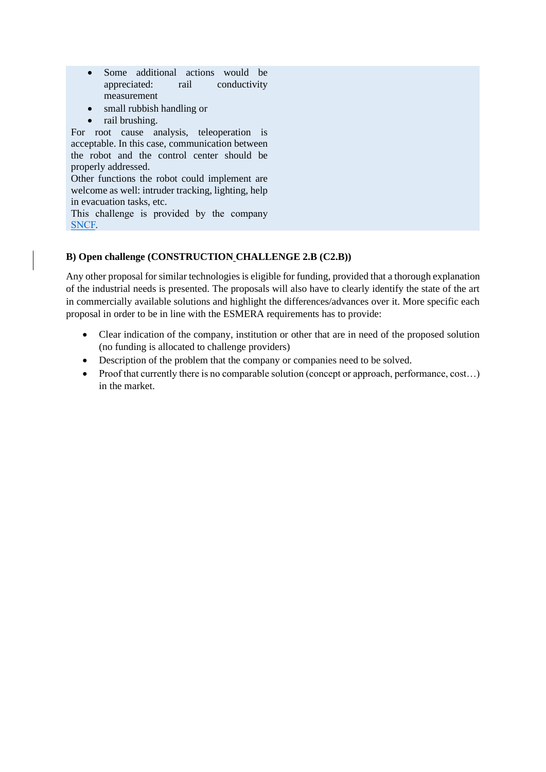- Some additional actions would be appreciated: rail conductivity measurement
- small rubbish handling or
- rail brushing.

For root cause analysis, teleoperation is acceptable. In this case, communication between the robot and the control center should be properly addressed.

Other functions the robot could implement are welcome as well: intruder tracking, lighting, help in evacuation tasks, etc.

This challenge is provided by the company SNCF.

**B) Open challenge (CONSTRUCTION CHALLENGE 2.B (C2.B))**

Any other proposal for similar technologies is eligible for funding, provided that a thorough explanation of the industrial needs is presented. The proposals will also have to clearly identify the state of the art in commercially available solutions and highlight the differences/advances over it. More specific each proposal in order to be in line with the ESMERA requirements has to provide:

- Clear indication of the company, institution or other that are in need of the proposed solution (no funding is allocated to challenge providers)
- Description of the problem that the company or companies need to be solved.
- Proof that currently there is no comparable solution (concept or approach, performance, cost…) in the market.